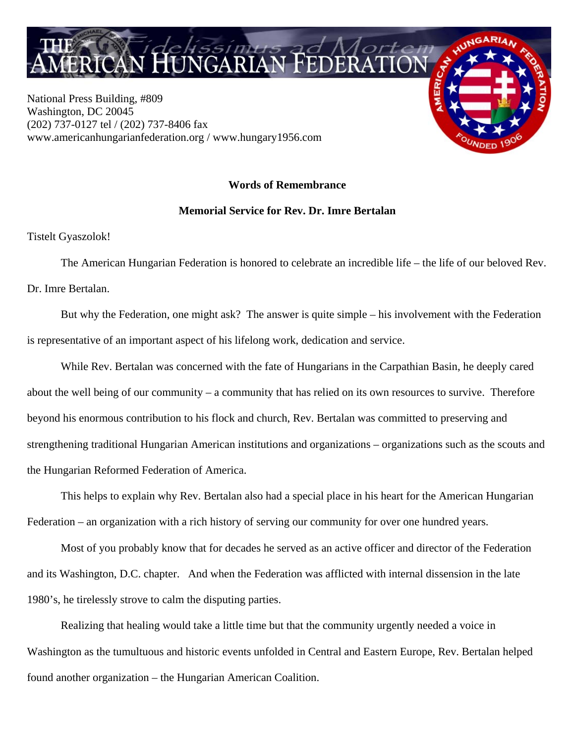# THE AMERICAN HUNGARIAN FEDERATION

National Press Building, #809
Washington, DC 20045
(202) 737-0127 tel / (202) 737-8406 fax
www.americanhungarianfederation.org / www.hungary1956.com

**Words of Remembrance**

**Memorial Service for Rev. Dr. Imre Bertalan**

Tistelt Gyaszolok!

The American Hungarian Federation is honored to celebrate an incredible life – the life of our beloved Rev. Dr. Imre Bertalan.

But why the Federation, one might ask? The answer is quite simple – his involvement with the Federation is representative of an important aspect of his lifelong work, dedication and service.

While Rev. Bertalan was concerned with the fate of Hungarians in the Carpathian Basin, he deeply cared about the well being of our community – a community that has relied on its own resources to survive. Therefore beyond his enormous contribution to his flock and church, Rev. Bertalan was committed to preserving and strengthening traditional Hungarian American institutions and organizations – organizations such as the scouts and the Hungarian Reformed Federation of America.

This helps to explain why Rev. Bertalan also had a special place in his heart for the American Hungarian Federation – an organization with a rich history of serving our community for over one hundred years.

Most of you probably know that for decades he served as an active officer and director of the Federation and its Washington, D.C. chapter. And when the Federation was afflicted with internal dissension in the late 1980's, he tirelessly strove to calm the disputing parties.

Realizing that healing would take a little time but that the community urgently needed a voice in Washington as the tumultuous and historic events unfolded in Central and Eastern Europe, Rev. Bertalan helped found another organization – the Hungarian American Coalition.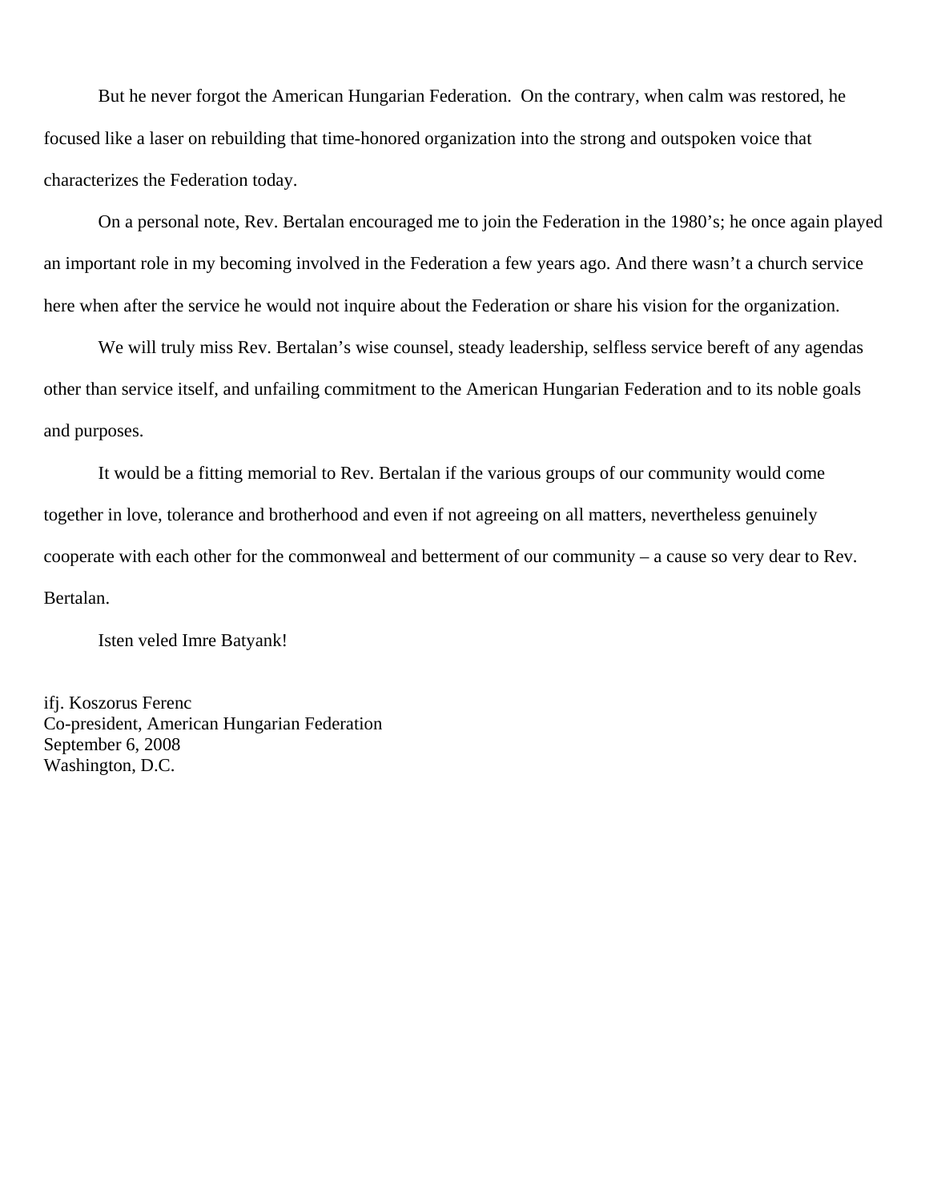But he never forgot the American Hungarian Federation. On the contrary, when calm was restored, he focused like a laser on rebuilding that time-honored organization into the strong and outspoken voice that characterizes the Federation today.

On a personal note, Rev. Bertalan encouraged me to join the Federation in the 1980's; he once again played an important role in my becoming involved in the Federation a few years ago. And there wasn't a church service here when after the service he would not inquire about the Federation or share his vision for the organization.

We will truly miss Rev. Bertalan's wise counsel, steady leadership, selfless service bereft of any agendas other than service itself, and unfailing commitment to the American Hungarian Federation and to its noble goals and purposes.

It would be a fitting memorial to Rev. Bertalan if the various groups of our community would come together in love, tolerance and brotherhood and even if not agreeing on all matters, nevertheless genuinely cooperate with each other for the commonweal and betterment of our community – a cause so very dear to Rev. Bertalan.

Isten veled Imre Batyank!

ifj. Koszorus Ferenc
Co-president, American Hungarian Federation
September 6, 2008
Washington, D.C.